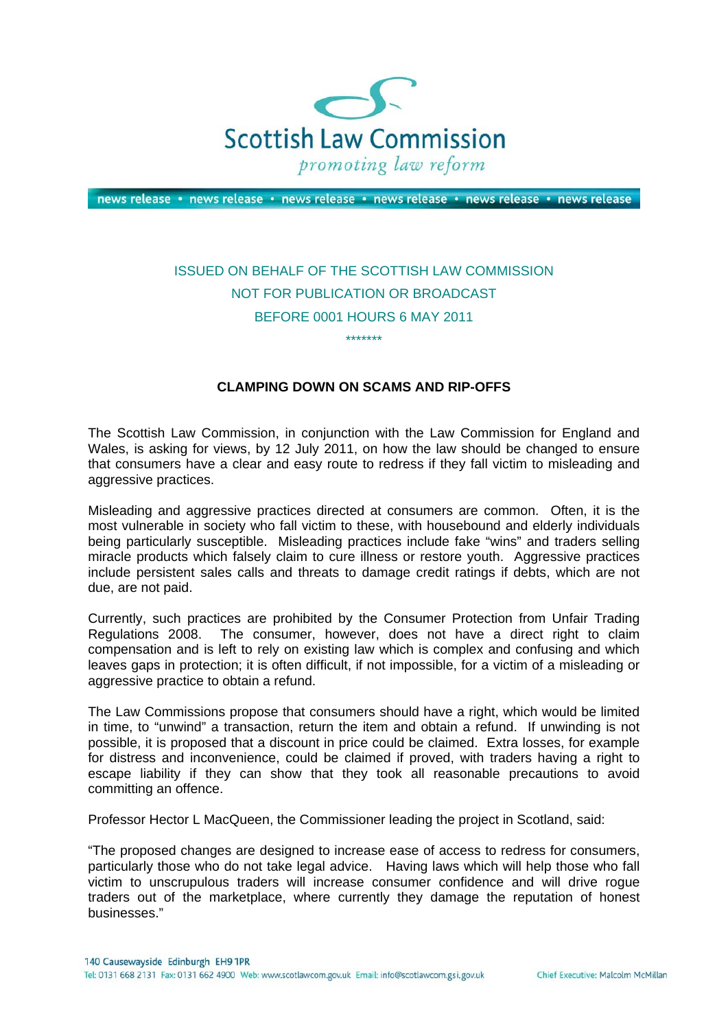Scottish Law Commission

*promoting law reform*

news release • news release • news release • news release • news release • news release

ISSUED ON BEHALF OF THE SCOTTISH LAW COMMISSION

NOT FOR PUBLICATION OR BROADCAST

BEFORE 0001 HOURS 6 MAY 2011

*******

**CLAMPING DOWN ON SCAMS AND RIP-OFFS**

The Scottish Law Commission, in conjunction with the Law Commission for England and Wales, is asking for views, by 12 July 2011, on how the law should be changed to ensure that consumers have a clear and easy route to redress if they fall victim to misleading and aggressive practices.

Misleading and aggressive practices directed at consumers are common. Often, it is the most vulnerable in society who fall victim to these, with housebound and elderly individuals being particularly susceptible. Misleading practices include fake "wins" and traders selling miracle products which falsely claim to cure illness or restore youth. Aggressive practices include persistent sales calls and threats to damage credit ratings if debts, which are not due, are not paid.

Currently, such practices are prohibited by the Consumer Protection from Unfair Trading Regulations 2008. The consumer, however, does not have a direct right to claim compensation and is left to rely on existing law which is complex and confusing and which leaves gaps in protection; it is often difficult, if not impossible, for a victim of a misleading or aggressive practice to obtain a refund.

The Law Commissions propose that consumers should have a right, which would be limited in time, to "unwind" a transaction, return the item and obtain a refund. If unwinding is not possible, it is proposed that a discount in price could be claimed. Extra losses, for example for distress and inconvenience, could be claimed if proved, with traders having a right to escape liability if they can show that they took all reasonable precautions to avoid committing an offence.

Professor Hector L MacQueen, the Commissioner leading the project in Scotland, said:

"The proposed changes are designed to increase ease of access to redress for consumers, particularly those who do not take legal advice. Having laws which will help those who fall victim to unscrupulous traders will increase consumer confidence and will drive rogue traders out of the marketplace, where currently they damage the reputation of honest businesses."

140 Causewayside Edinburgh EH9 1PR
Tel: 0131 668 2131 Fax: 0131 662 4900 Web: www.scotlawcom.gov.uk Email: info@scotlawcom.gsi.gov.uk

Chief Executive: Malcolm McMillan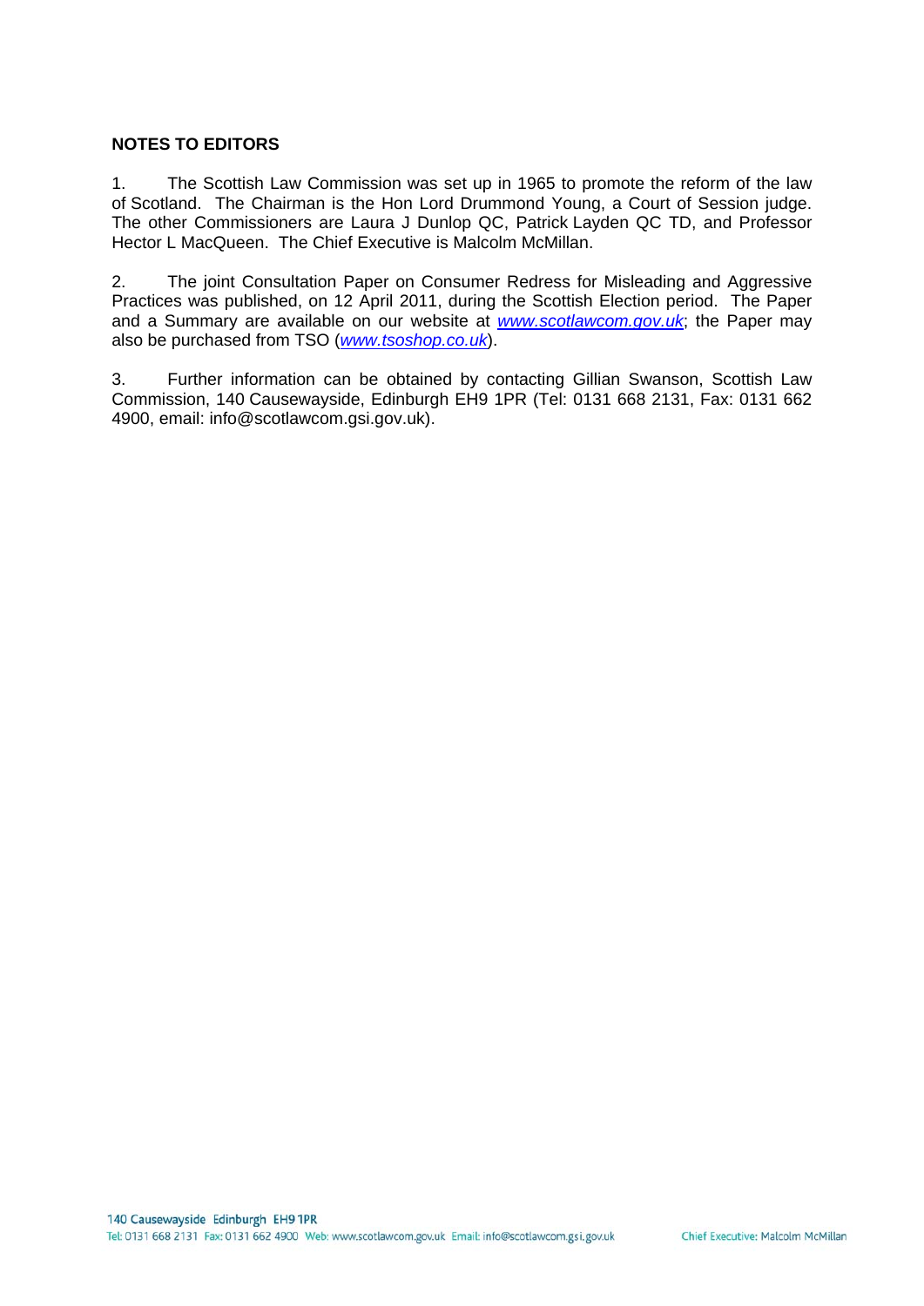**NOTES TO EDITORS**

1. The Scottish Law Commission was set up in 1965 to promote the reform of the law of Scotland. The Chairman is the Hon Lord Drummond Young, a Court of Session judge. The other Commissioners are Laura J Dunlop QC, Patrick Layden QC TD, and Professor Hector L MacQueen. The Chief Executive is Malcolm McMillan.

2. The joint Consultation Paper on Consumer Redress for Misleading and Aggressive Practices was published, on 12 April 2011, during the Scottish Election period. The Paper and a Summary are available on our website at *www.scotlawcom.gov.uk*; the Paper may also be purchased from TSO (*www.tsoshop.co.uk*).

3. Further information can be obtained by contacting Gillian Swanson, Scottish Law Commission, 140 Causewayside, Edinburgh EH9 1PR (Tel: 0131 668 2131, Fax: 0131 662 4900, email: info@scotlawcom.gsi.gov.uk).